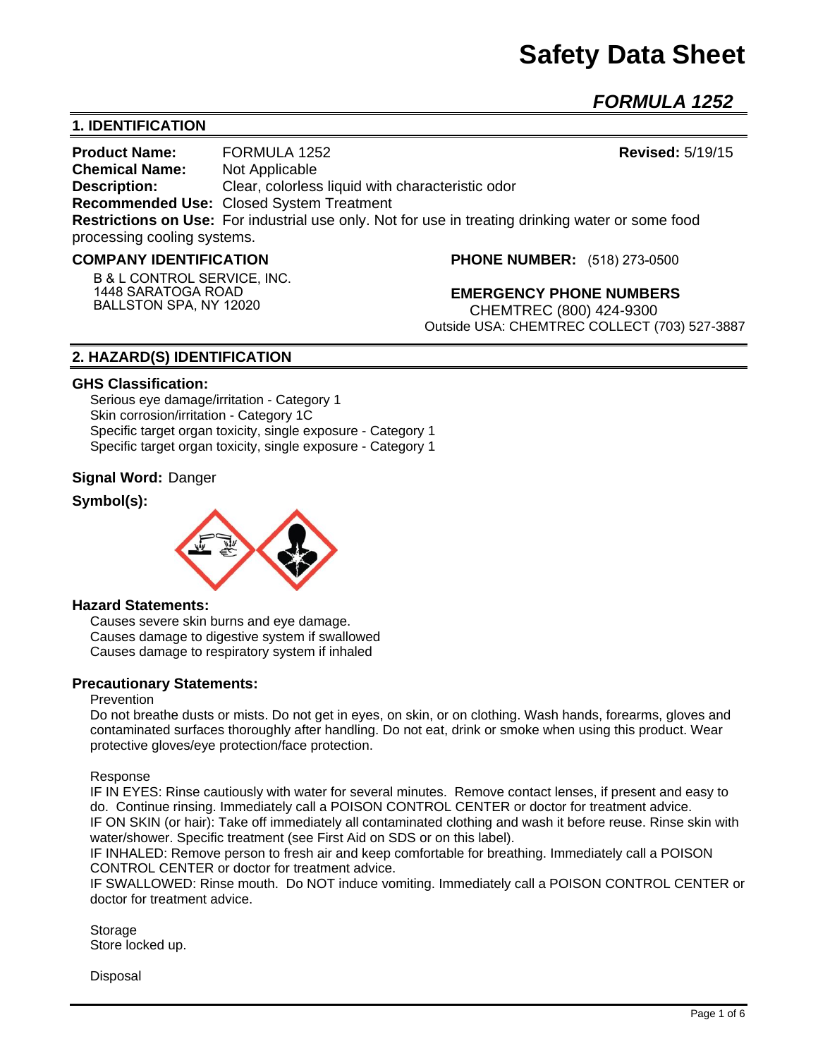# Safety Data Sheet

## *FORMULA 1252*

## 1. IDENTIFICATION

**Product Name:** FORMULA 1252 **Revised:** 5/19/15
**Chemical Name:** Not Applicable
**Description:** Clear, colorless liquid with characteristic odor
**Recommended Use:** Closed System Treatment
**Restrictions on Use:** For industrial use only. Not for use in treating drinking water or some food processing cooling systems.

**COMPANY IDENTIFICATION**

B & L CONTROL SERVICE, INC.
1448 SARATOGA ROAD
BALLSTON SPA, NY 12020

**PHONE NUMBER:** (518) 273-0500

**EMERGENCY PHONE NUMBERS**
CHEMTREC (800) 424-9300
Outside USA: CHEMTREC COLLECT (703) 527-3887

## 2. HAZARD(S) IDENTIFICATION

**GHS Classification:**

Serious eye damage/irritation - Category 1
Skin corrosion/irritation - Category 1C
Specific target organ toxicity, single exposure - Category 1
Specific target organ toxicity, single exposure - Category 1

**Signal Word:** Danger

**Symbol(s):**

**Hazard Statements:**

Causes severe skin burns and eye damage.
Causes damage to digestive system if swallowed
Causes damage to respiratory system if inhaled

**Precautionary Statements:**

Prevention

Do not breathe dusts or mists. Do not get in eyes, on skin, or on clothing. Wash hands, forearms, gloves and contaminated surfaces thoroughly after handling. Do not eat, drink or smoke when using this product. Wear protective gloves/eye protection/face protection.

Response

IF IN EYES: Rinse cautiously with water for several minutes. Remove contact lenses, if present and easy to do. Continue rinsing. Immediately call a POISON CONTROL CENTER or doctor for treatment advice.
IF ON SKIN (or hair): Take off immediately all contaminated clothing and wash it before reuse. Rinse skin with water/shower. Specific treatment (see First Aid on SDS or on this label).
IF INHALED: Remove person to fresh air and keep comfortable for breathing. Immediately call a POISON CONTROL CENTER or doctor for treatment advice.
IF SWALLOWED: Rinse mouth. Do NOT induce vomiting. Immediately call a POISON CONTROL CENTER or doctor for treatment advice.

Storage

Store locked up.

Disposal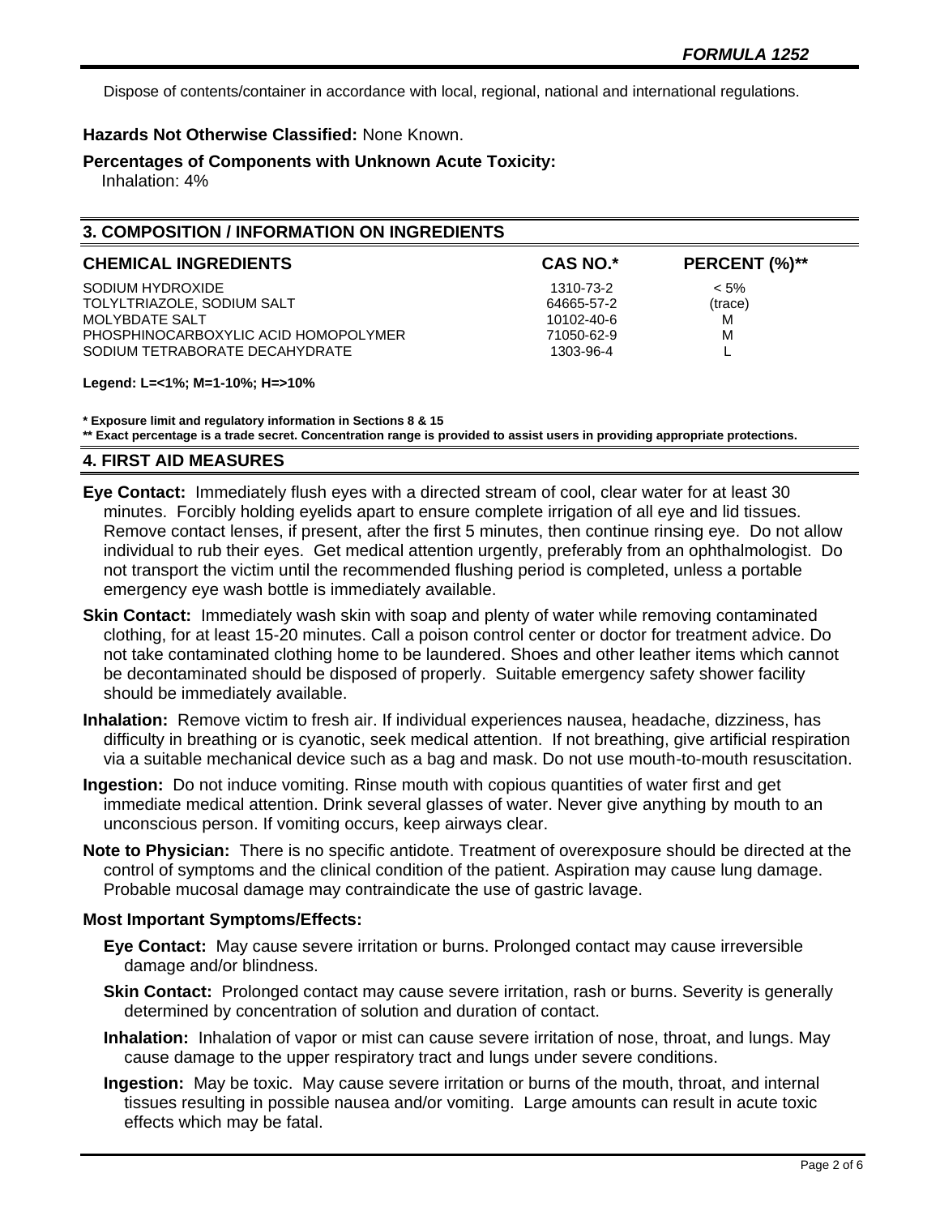Dispose of contents/container in accordance with local, regional, national and international regulations.

**Hazards Not Otherwise Classified:** None Known.

**Percentages of Components with Unknown Acute Toxicity:**
Inhalation: 4%

## 3. COMPOSITION / INFORMATION ON INGREDIENTS

| CHEMICAL INGREDIENTS | CAS NO.* | PERCENT (%)** |
|---|---|---|
| SODIUM HYDROXIDE | 1310-73-2 | < 5% |
| TOLYLTRIAZOLE, SODIUM SALT | 64665-57-2 | (trace) |
| MOLYBDATE SALT | 10102-40-6 | M |
| PHOSPHINOCARBOXYLIC ACID HOMOPOLYMER | 71050-62-9 | M |
| SODIUM TETRABORATE DECAHYDRATE | 1303-96-4 | L |

**Legend: L=<1%; M=1-10%; H=>10%**

**\* Exposure limit and regulatory information in Sections 8 & 15**
**\*\* Exact percentage is a trade secret. Concentration range is provided to assist users in providing appropriate protections.**

## 4. FIRST AID MEASURES

**Eye Contact:** Immediately flush eyes with a directed stream of cool, clear water for at least 30 minutes. Forcibly holding eyelids apart to ensure complete irrigation of all eye and lid tissues. Remove contact lenses, if present, after the first 5 minutes, then continue rinsing eye. Do not allow individual to rub their eyes. Get medical attention urgently, preferably from an ophthalmologist. Do not transport the victim until the recommended flushing period is completed, unless a portable emergency eye wash bottle is immediately available.

**Skin Contact:** Immediately wash skin with soap and plenty of water while removing contaminated clothing, for at least 15-20 minutes. Call a poison control center or doctor for treatment advice. Do not take contaminated clothing home to be laundered. Shoes and other leather items which cannot be decontaminated should be disposed of properly. Suitable emergency safety shower facility should be immediately available.

**Inhalation:** Remove victim to fresh air. If individual experiences nausea, headache, dizziness, has difficulty in breathing or is cyanotic, seek medical attention. If not breathing, give artificial respiration via a suitable mechanical device such as a bag and mask. Do not use mouth-to-mouth resuscitation.

**Ingestion:** Do not induce vomiting. Rinse mouth with copious quantities of water first and get immediate medical attention. Drink several glasses of water. Never give anything by mouth to an unconscious person. If vomiting occurs, keep airways clear.

**Note to Physician:** There is no specific antidote. Treatment of overexposure should be directed at the control of symptoms and the clinical condition of the patient. Aspiration may cause lung damage. Probable mucosal damage may contraindicate the use of gastric lavage.

### Most Important Symptoms/Effects:

**Eye Contact:** May cause severe irritation or burns. Prolonged contact may cause irreversible damage and/or blindness.

**Skin Contact:** Prolonged contact may cause severe irritation, rash or burns. Severity is generally determined by concentration of solution and duration of contact.

**Inhalation:** Inhalation of vapor or mist can cause severe irritation of nose, throat, and lungs. May cause damage to the upper respiratory tract and lungs under severe conditions.

**Ingestion:** May be toxic. May cause severe irritation or burns of the mouth, throat, and internal tissues resulting in possible nausea and/or vomiting. Large amounts can result in acute toxic effects which may be fatal.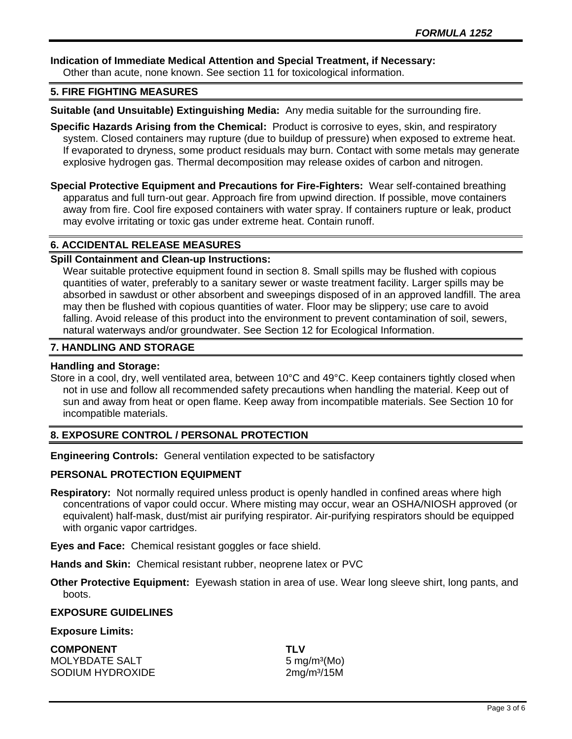**Indication of Immediate Medical Attention and Special Treatment, if Necessary:**
Other than acute, none known. See section 11 for toxicological information.

## 5. FIRE FIGHTING MEASURES

**Suitable (and Unsuitable) Extinguishing Media:** Any media suitable for the surrounding fire.

**Specific Hazards Arising from the Chemical:** Product is corrosive to eyes, skin, and respiratory system. Closed containers may rupture (due to buildup of pressure) when exposed to extreme heat. If evaporated to dryness, some product residuals may burn. Contact with some metals may generate explosive hydrogen gas. Thermal decomposition may release oxides of carbon and nitrogen.

**Special Protective Equipment and Precautions for Fire-Fighters:** Wear self-contained breathing apparatus and full turn-out gear. Approach fire from upwind direction. If possible, move containers away from fire. Cool fire exposed containers with water spray. If containers rupture or leak, product may evolve irritating or toxic gas under extreme heat. Contain runoff.

## 6. ACCIDENTAL RELEASE MEASURES

**Spill Containment and Clean-up Instructions:**
Wear suitable protective equipment found in section 8. Small spills may be flushed with copious quantities of water, preferably to a sanitary sewer or waste treatment facility. Larger spills may be absorbed in sawdust or other absorbent and sweepings disposed of in an approved landfill. The area may then be flushed with copious quantities of water. Floor may be slippery; use care to avoid falling. Avoid release of this product into the environment to prevent contamination of soil, sewers, natural waterways and/or groundwater. See Section 12 for Ecological Information.

## 7. HANDLING AND STORAGE

**Handling and Storage:**
Store in a cool, dry, well ventilated area, between 10°C and 49°C. Keep containers tightly closed when not in use and follow all recommended safety precautions when handling the material. Keep out of sun and away from heat or open flame. Keep away from incompatible materials. See Section 10 for incompatible materials.

## 8. EXPOSURE CONTROL / PERSONAL PROTECTION

**Engineering Controls:** General ventilation expected to be satisfactory

### PERSONAL PROTECTION EQUIPMENT

**Respiratory:** Not normally required unless product is openly handled in confined areas where high concentrations of vapor could occur. Where misting may occur, wear an OSHA/NIOSH approved (or equivalent) half-mask, dust/mist air purifying respirator. Air-purifying respirators should be equipped with organic vapor cartridges.

**Eyes and Face:** Chemical resistant goggles or face shield.

**Hands and Skin:** Chemical resistant rubber, neoprene latex or PVC

**Other Protective Equipment:** Eyewash station in area of use. Wear long sleeve shirt, long pants, and boots.

### EXPOSURE GUIDELINES

**Exposure Limits:**

| COMPONENT | TLV |
|---|---|
| MOLYBDATE SALT | 5 mg/m³(Mo) |
| SODIUM HYDROXIDE | 2mg/m³/15M |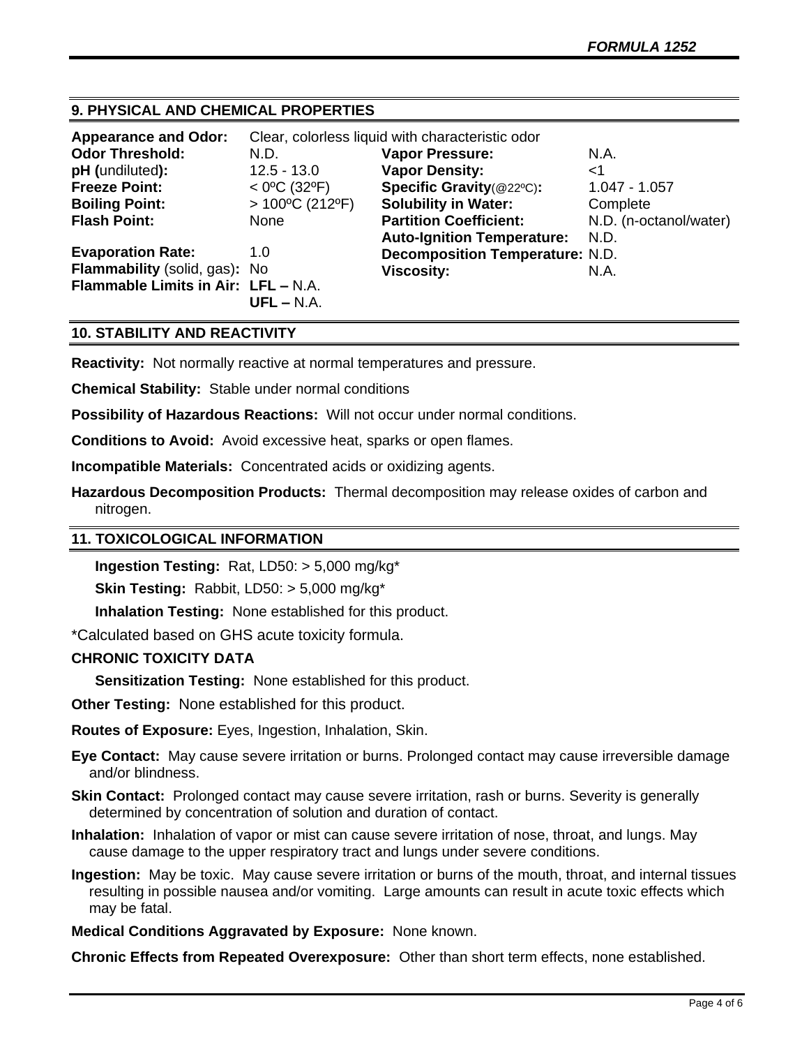## 9. PHYSICAL AND CHEMICAL PROPERTIES

**Appearance and Odor:** Clear, colorless liquid with characteristic odor

| | | | |
|---|---|---|---|
| **Odor Threshold:** | N.D. | **Vapor Pressure:** | N.A. |
| **pH (**undiluted**):** | 12.5 - 13.0 | **Vapor Density:** | <1 |
| **Freeze Point:** | < 0ºC (32ºF) | **Specific Gravity**(@22ºC)**:** | 1.047 - 1.057 |
| **Boiling Point:** | > 100ºC (212ºF) | **Solubility in Water:** | Complete |
| **Flash Point:** | None | **Partition Coefficient:** | N.D. (n-octanol/water) |
| | | **Auto-Ignition Temperature:** | N.D. |
| **Evaporation Rate:** | 1.0 | **Decomposition Temperature:** | N.D. |
| **Flammability** (solid, gas)**:** | No | **Viscosity:** | N.A. |
| **Flammable Limits in Air:** | **LFL –** N.A. **UFL –** N.A. | | |

## 10. STABILITY AND REACTIVITY

**Reactivity:** Not normally reactive at normal temperatures and pressure.

**Chemical Stability:** Stable under normal conditions

**Possibility of Hazardous Reactions:** Will not occur under normal conditions.

**Conditions to Avoid:** Avoid excessive heat, sparks or open flames.

**Incompatible Materials:** Concentrated acids or oxidizing agents.

**Hazardous Decomposition Products:** Thermal decomposition may release oxides of carbon and nitrogen.

## 11. TOXICOLOGICAL INFORMATION

**Ingestion Testing:** Rat, LD50: > 5,000 mg/kg*

**Skin Testing:** Rabbit, LD50: > 5,000 mg/kg*

**Inhalation Testing:** None established for this product.

*Calculated based on GHS acute toxicity formula.

**CHRONIC TOXICITY DATA**

**Sensitization Testing:** None established for this product.

**Other Testing:** None established for this product.

**Routes of Exposure:** Eyes, Ingestion, Inhalation, Skin.

**Eye Contact:** May cause severe irritation or burns. Prolonged contact may cause irreversible damage and/or blindness.

**Skin Contact:** Prolonged contact may cause severe irritation, rash or burns. Severity is generally determined by concentration of solution and duration of contact.

**Inhalation:** Inhalation of vapor or mist can cause severe irritation of nose, throat, and lungs. May cause damage to the upper respiratory tract and lungs under severe conditions.

**Ingestion:** May be toxic. May cause severe irritation or burns of the mouth, throat, and internal tissues resulting in possible nausea and/or vomiting. Large amounts can result in acute toxic effects which may be fatal.

**Medical Conditions Aggravated by Exposure:** None known.

**Chronic Effects from Repeated Overexposure:** Other than short term effects, none established.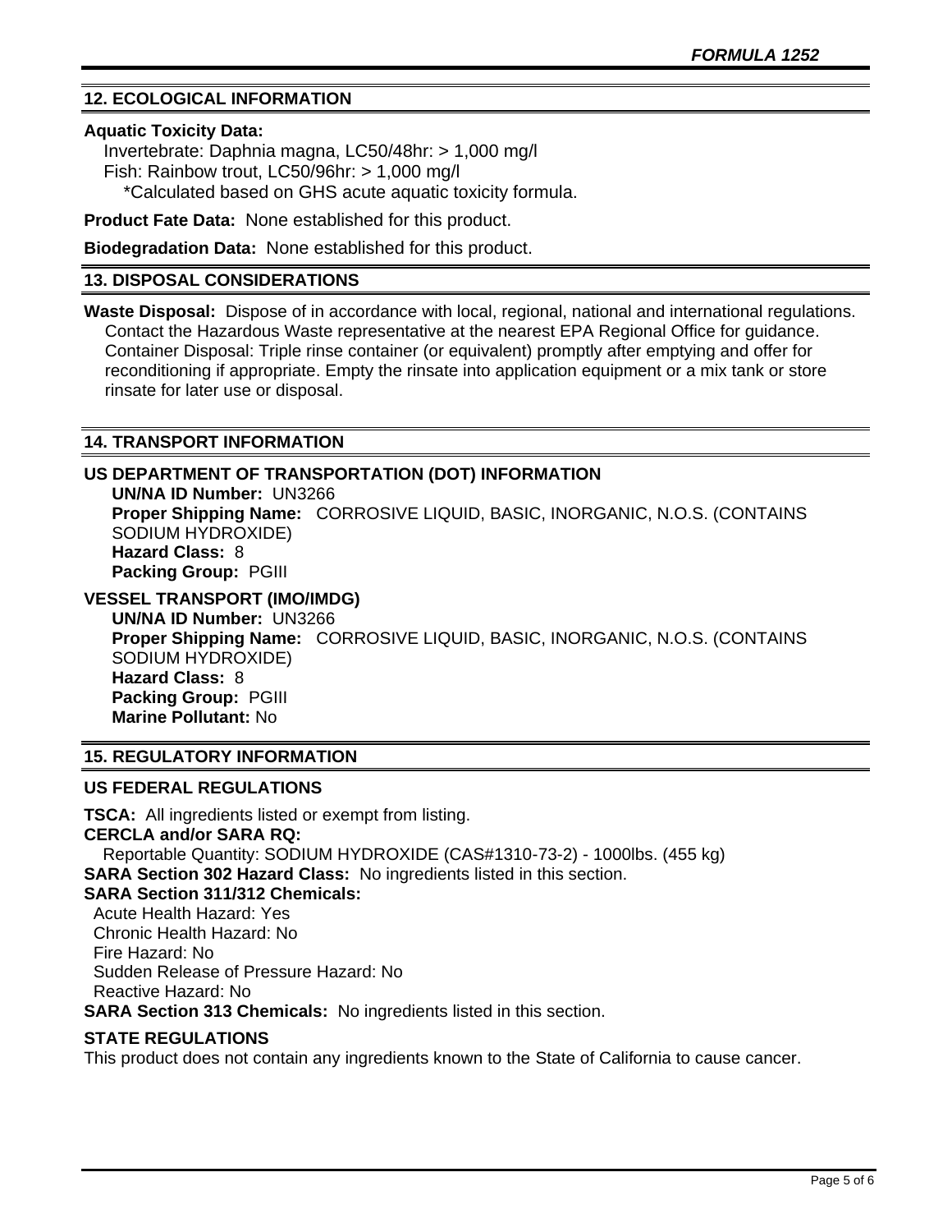## 12. ECOLOGICAL INFORMATION

**Aquatic Toxicity Data:**
Invertebrate: Daphnia magna, LC50/48hr: > 1,000 mg/l
Fish: Rainbow trout, LC50/96hr: > 1,000 mg/l
*Calculated based on GHS acute aquatic toxicity formula.

**Product Fate Data:** None established for this product.

**Biodegradation Data:** None established for this product.

## 13. DISPOSAL CONSIDERATIONS

**Waste Disposal:** Dispose of in accordance with local, regional, national and international regulations. Contact the Hazardous Waste representative at the nearest EPA Regional Office for guidance. Container Disposal: Triple rinse container (or equivalent) promptly after emptying and offer for reconditioning if appropriate. Empty the rinsate into application equipment or a mix tank or store rinsate for later use or disposal.

## 14. TRANSPORT INFORMATION

### US DEPARTMENT OF TRANSPORTATION (DOT) INFORMATION

**UN/NA ID Number:** UN3266
**Proper Shipping Name:** CORROSIVE LIQUID, BASIC, INORGANIC, N.O.S. (CONTAINS SODIUM HYDROXIDE)
**Hazard Class:** 8
**Packing Group:** PGIII

### VESSEL TRANSPORT (IMO/IMDG)

**UN/NA ID Number:** UN3266
**Proper Shipping Name:** CORROSIVE LIQUID, BASIC, INORGANIC, N.O.S. (CONTAINS SODIUM HYDROXIDE)
**Hazard Class:** 8
**Packing Group:** PGIII
**Marine Pollutant:** No

## 15. REGULATORY INFORMATION

### US FEDERAL REGULATIONS

**TSCA:** All ingredients listed or exempt from listing.
**CERCLA and/or SARA RQ:**
Reportable Quantity: SODIUM HYDROXIDE (CAS#1310-73-2) - 1000lbs. (455 kg)
**SARA Section 302 Hazard Class:** No ingredients listed in this section.
**SARA Section 311/312 Chemicals:**
Acute Health Hazard: Yes
Chronic Health Hazard: No
Fire Hazard: No
Sudden Release of Pressure Hazard: No
Reactive Hazard: No
**SARA Section 313 Chemicals:** No ingredients listed in this section.

### STATE REGULATIONS

This product does not contain any ingredients known to the State of California to cause cancer.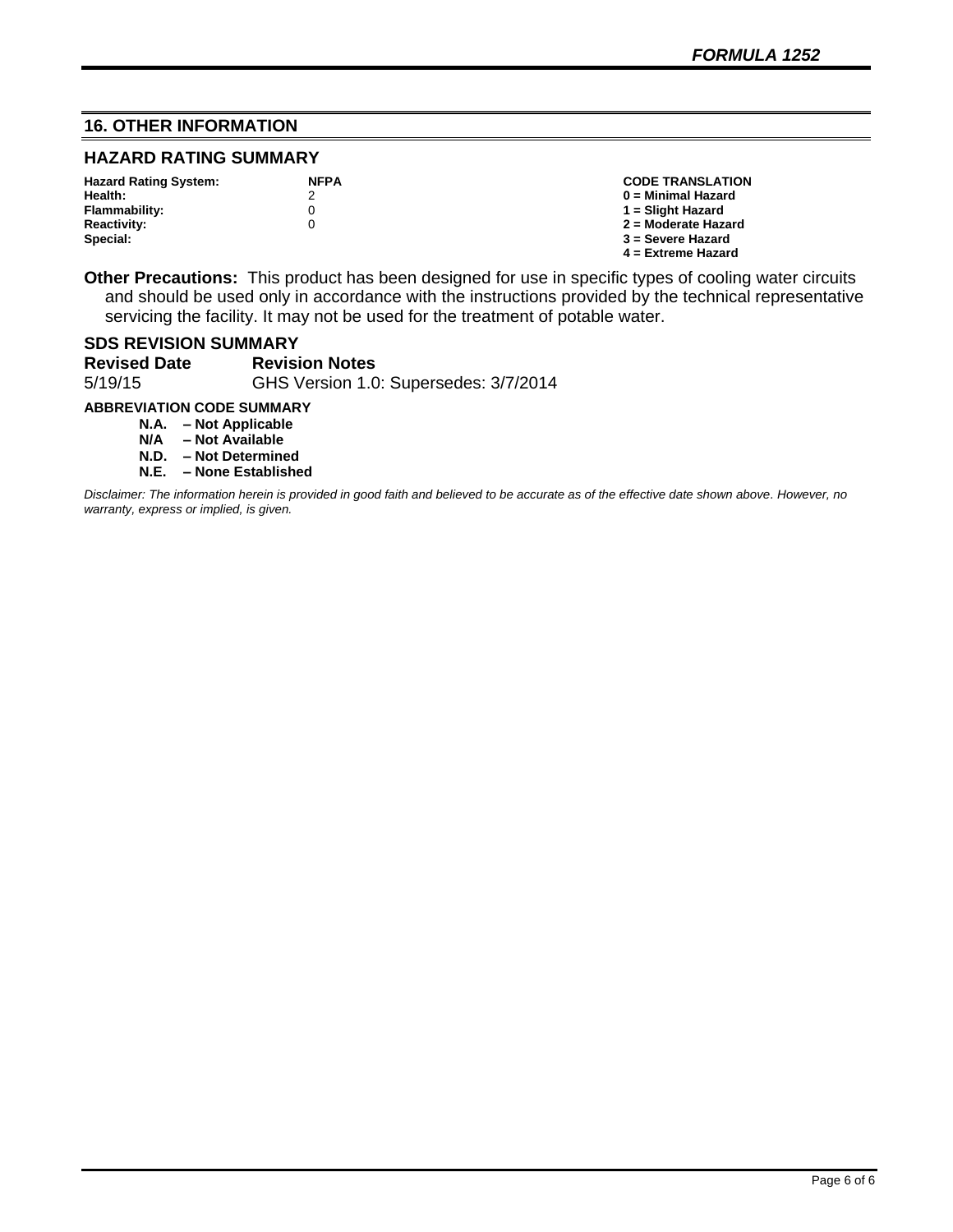## 16. OTHER INFORMATION

### HAZARD RATING SUMMARY

| Hazard Rating System: | NFPA | CODE TRANSLATION |
|---|---|---|
| Health: | 2 | 0 = Minimal Hazard |
| Flammability: | 0 | 1 = Slight Hazard |
| Reactivity: | 0 | 2 = Moderate Hazard |
| Special: | | 3 = Severe Hazard |
| | | 4 = Extreme Hazard |

**Other Precautions:** This product has been designed for use in specific types of cooling water circuits and should be used only in accordance with the instructions provided by the technical representative servicing the facility. It may not be used for the treatment of potable water.

### SDS REVISION SUMMARY

| Revised Date | Revision Notes |
|---|---|
| 5/19/15 | GHS Version 1.0: Supersedes: 3/7/2014 |

**ABBREVIATION CODE SUMMARY**

- **N.A. – Not Applicable**
- **N/A – Not Available**
- **N.D. – Not Determined**
- **N.E. – None Established**

*Disclaimer: The information herein is provided in good faith and believed to be accurate as of the effective date shown above. However, no warranty, express or implied, is given.*